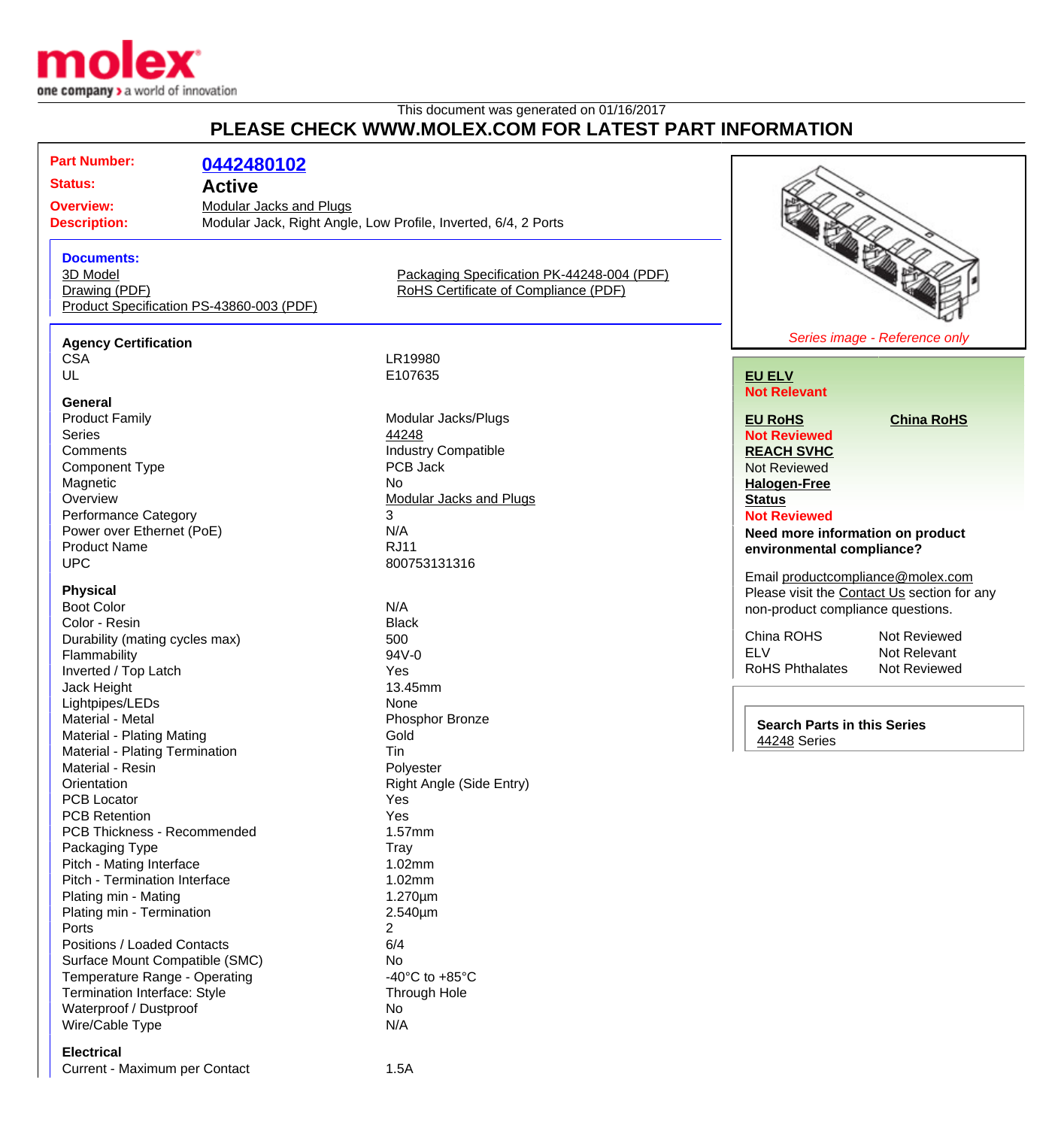This document was generated on 01/16/2017

# PLEASE CHECK WWW.MOLEX.COM FOR LATEST PART INFORMATION

**Part Number:** 0442480102
**Status:** Active
**Overview:** Modular Jacks and Plugs
**Description:** Modular Jack, Right Angle, Low Profile, Inverted, 6/4, 2 Ports

**Documents:**
- 3D Model
- Drawing (PDF)
- Product Specification PS-43860-003 (PDF)
- Packaging Specification PK-44248-004 (PDF)
- RoHS Certificate of Compliance (PDF)

*Series image - Reference only*

### Agency Certification

| | |
|---|---|
| CSA | LR19980 |
| UL | E107635 |

### General

| | |
|---|---|
| Product Family | Modular Jacks/Plugs |
| Series | 44248 |
| Comments | Industry Compatible |
| Component Type | PCB Jack |
| Magnetic | No |
| Overview | Modular Jacks and Plugs |
| Performance Category | 3 |
| Power over Ethernet (PoE) | N/A |
| Product Name | RJ11 |
| UPC | 800753131316 |

### Physical

| | |
|---|---|
| Boot Color | N/A |
| Color - Resin | Black |
| Durability (mating cycles max) | 500 |
| Flammability | 94V-0 |
| Inverted / Top Latch | Yes |
| Jack Height | 13.45mm |
| Lightpipes/LEDs | None |
| Material - Metal | Phosphor Bronze |
| Material - Plating Mating | Gold |
| Material - Plating Termination | Tin |
| Material - Resin | Polyester |
| Orientation | Right Angle (Side Entry) |
| PCB Locator | Yes |
| PCB Retention | Yes |
| PCB Thickness - Recommended | 1.57mm |
| Packaging Type | Tray |
| Pitch - Mating Interface | 1.02mm |
| Pitch - Termination Interface | 1.02mm |
| Plating min - Mating | 1.270µm |
| Plating min - Termination | 2.540µm |
| Ports | 2 |
| Positions / Loaded Contacts | 6/4 |
| Surface Mount Compatible (SMC) | No |
| Temperature Range - Operating | -40°C to +85°C |
| Termination Interface: Style | Through Hole |
| Waterproof / Dustproof | No |
| Wire/Cable Type | N/A |

### Electrical

| | |
|---|---|
| Current - Maximum per Contact | 1.5A |

**EU ELV**
Not Relevant

**EU RoHS**
Not Reviewed

**China RoHS**

**REACH SVHC**
Not Reviewed

**Halogen-Free Status**
Not Reviewed

**Need more information on product environmental compliance?**

Email productcompliance@molex.com
Please visit the Contact Us section for any non-product compliance questions.

| | |
|---|---|
| China ROHS | Not Reviewed |
| ELV | Not Relevant |
| RoHS Phthalates | Not Reviewed |

**Search Parts in this Series**
44248 Series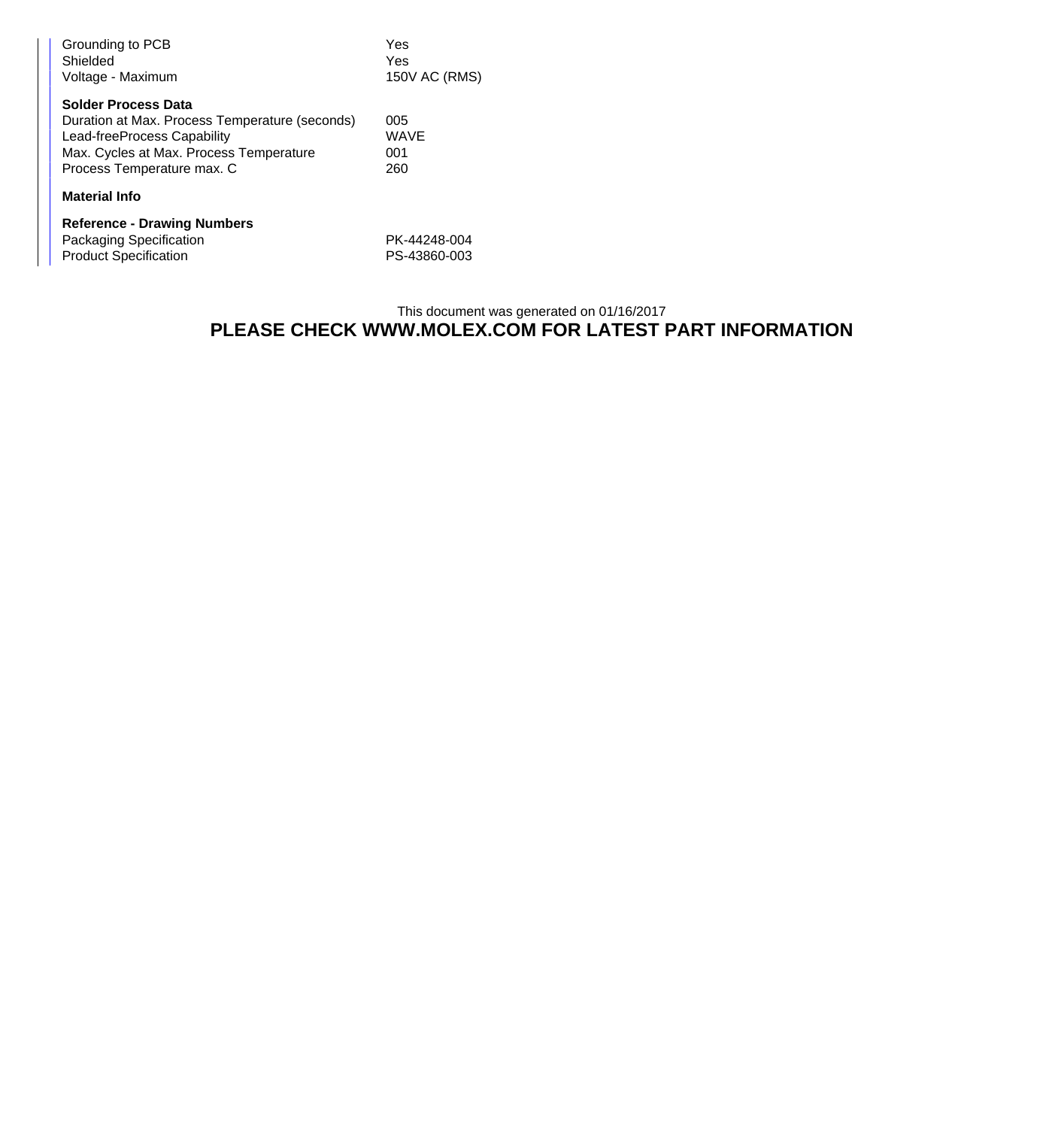| | |
|---|---|
| Grounding to PCB | Yes |
| Shielded | Yes |
| Voltage - Maximum | 150V AC (RMS) |

**Solder Process Data**

| | |
|---|---|
| Duration at Max. Process Temperature (seconds) | 005 |
| Lead-freeProcess Capability | WAVE |
| Max. Cycles at Max. Process Temperature | 001 |
| Process Temperature max. C | 260 |

**Material Info**

**Reference - Drawing Numbers**

| | |
|---|---|
| Packaging Specification | PK-44248-004 |
| Product Specification | PS-43860-003 |

This document was generated on 01/16/2017

**PLEASE CHECK WWW.MOLEX.COM FOR LATEST PART INFORMATION**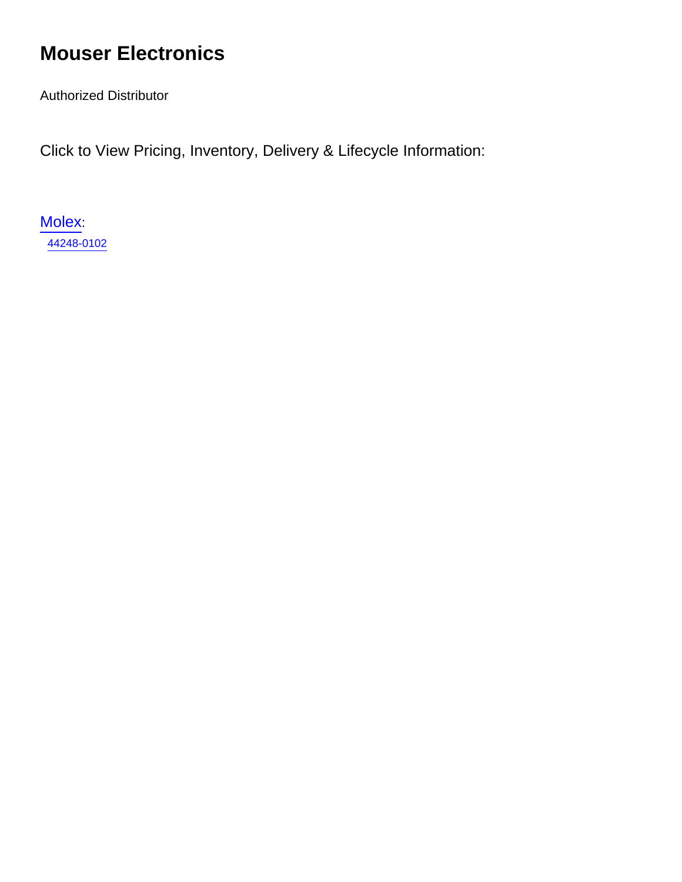# Mouser Electronics

Authorized Distributor

Click to View Pricing, Inventory, Delivery & Lifecycle Information:

Molex:

44248-0102